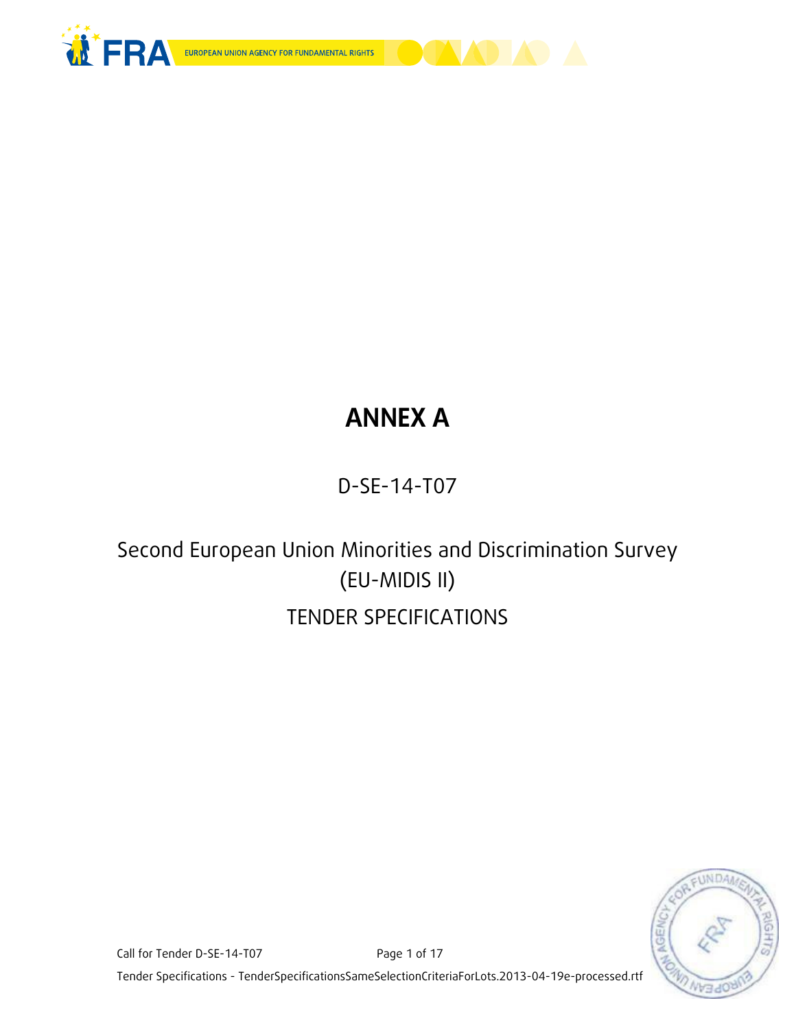# ANNEX A

D-SE-14-T07

Second European Union Minorities and Discrimination Survey (EU-MIDIS II)

TENDER SPECIFICATIONS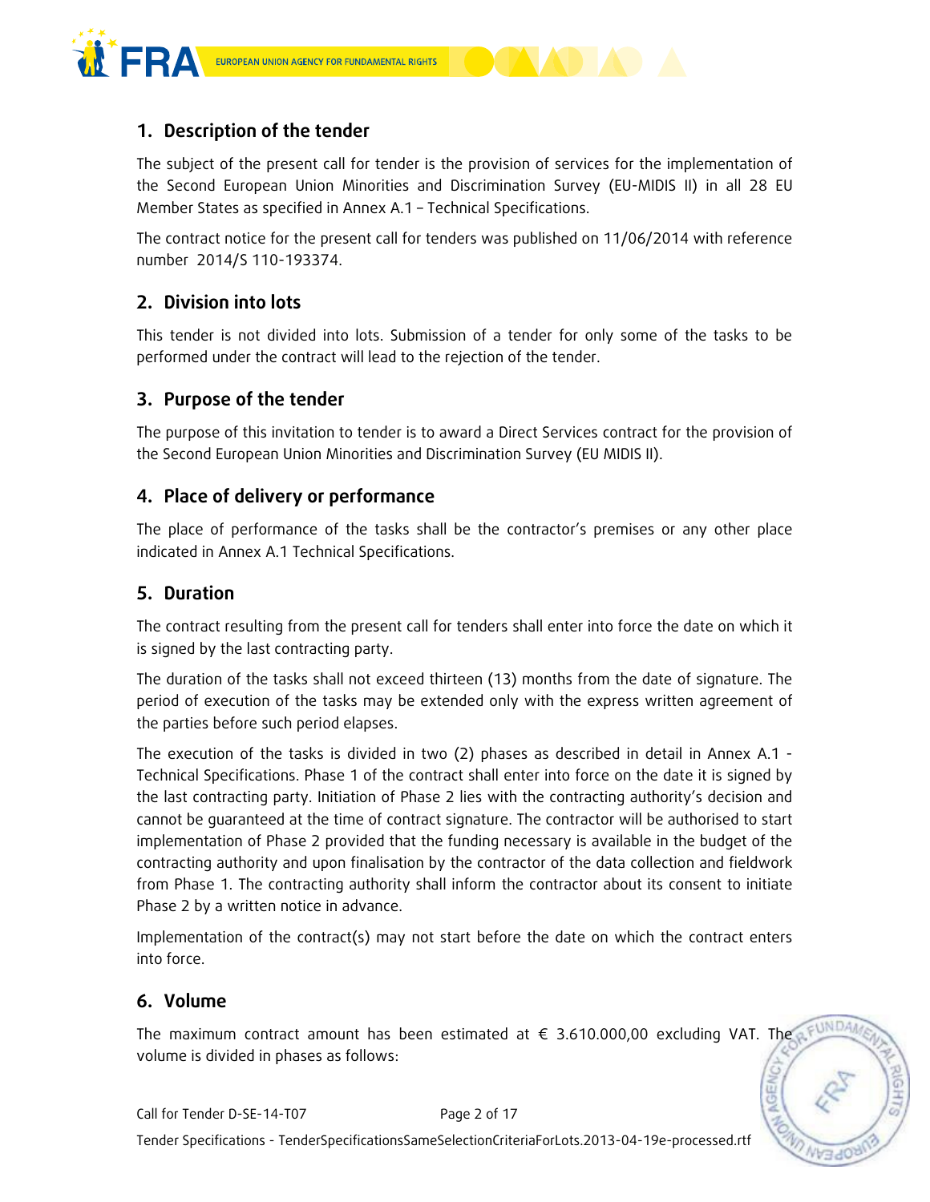## 1. Description of the tender

The subject of the present call for tender is the provision of services for the implementation of the Second European Union Minorities and Discrimination Survey (EU-MIDIS II) in all 28 EU Member States as specified in Annex A.1 – Technical Specifications.

The contract notice for the present call for tenders was published on 11/06/2014 with reference number 2014/S 110-193374.

## 2. Division into lots

This tender is not divided into lots. Submission of a tender for only some of the tasks to be performed under the contract will lead to the rejection of the tender.

## 3. Purpose of the tender

The purpose of this invitation to tender is to award a Direct Services contract for the provision of the Second European Union Minorities and Discrimination Survey (EU MIDIS II).

## 4. Place of delivery or performance

The place of performance of the tasks shall be the contractor's premises or any other place indicated in Annex A.1 Technical Specifications.

## 5. Duration

The contract resulting from the present call for tenders shall enter into force the date on which it is signed by the last contracting party.

The duration of the tasks shall not exceed thirteen (13) months from the date of signature. The period of execution of the tasks may be extended only with the express written agreement of the parties before such period elapses.

The execution of the tasks is divided in two (2) phases as described in detail in Annex A.1 - Technical Specifications. Phase 1 of the contract shall enter into force on the date it is signed by the last contracting party. Initiation of Phase 2 lies with the contracting authority's decision and cannot be guaranteed at the time of contract signature. The contractor will be authorised to start implementation of Phase 2 provided that the funding necessary is available in the budget of the contracting authority and upon finalisation by the contractor of the data collection and fieldwork from Phase 1. The contracting authority shall inform the contractor about its consent to initiate Phase 2 by a written notice in advance.

Implementation of the contract(s) may not start before the date on which the contract enters into force.

## 6. Volume

The maximum contract amount has been estimated at € 3.610.000,00 excluding VAT. The volume is divided in phases as follows: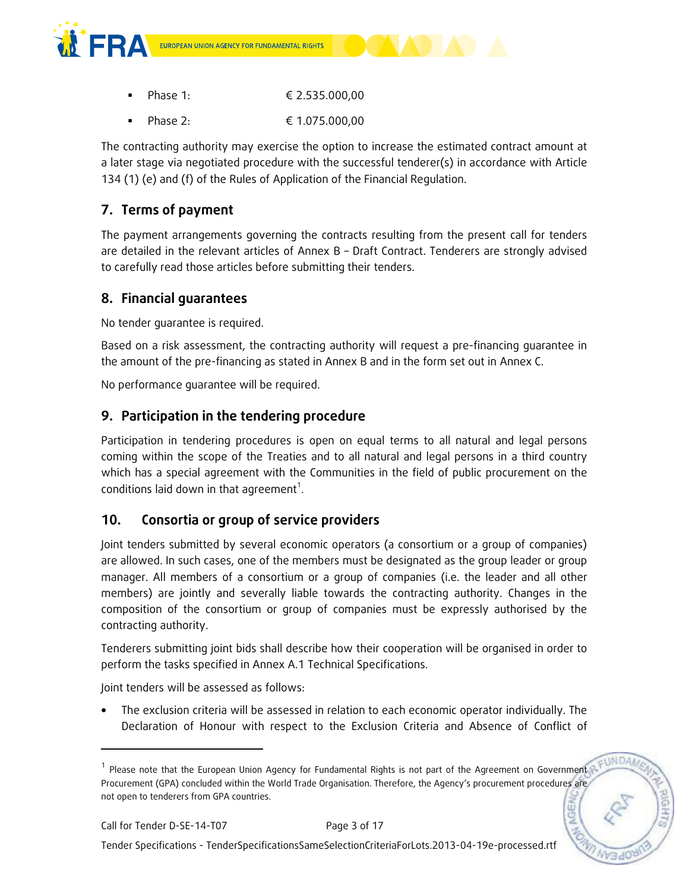- Phase 1: € 2.535.000,00
- Phase 2: € 1.075.000,00

The contracting authority may exercise the option to increase the estimated contract amount at a later stage via negotiated procedure with the successful tenderer(s) in accordance with Article 134 (1) (e) and (f) of the Rules of Application of the Financial Regulation.

## 7. Terms of payment

The payment arrangements governing the contracts resulting from the present call for tenders are detailed in the relevant articles of Annex B – Draft Contract. Tenderers are strongly advised to carefully read those articles before submitting their tenders.

## 8. Financial guarantees

No tender guarantee is required.

Based on a risk assessment, the contracting authority will request a pre-financing guarantee in the amount of the pre-financing as stated in Annex B and in the form set out in Annex C.

No performance guarantee will be required.

## 9. Participation in the tendering procedure

Participation in tendering procedures is open on equal terms to all natural and legal persons coming within the scope of the Treaties and to all natural and legal persons in a third country which has a special agreement with the Communities in the field of public procurement on the conditions laid down in that agreement[1].

## 10. Consortia or group of service providers

Joint tenders submitted by several economic operators (a consortium or a group of companies) are allowed. In such cases, one of the members must be designated as the group leader or group manager. All members of a consortium or a group of companies (i.e. the leader and all other members) are jointly and severally liable towards the contracting authority. Changes in the composition of the consortium or group of companies must be expressly authorised by the contracting authority.

Tenderers submitting joint bids shall describe how their cooperation will be organised in order to perform the tasks specified in Annex A.1 Technical Specifications.

Joint tenders will be assessed as follows:

- The exclusion criteria will be assessed in relation to each economic operator individually. The Declaration of Honour with respect to the Exclusion Criteria and Absence of Conflict of

---

[1] Please note that the European Union Agency for Fundamental Rights is not part of the Agreement on Government Procurement (GPA) concluded within the World Trade Organisation. Therefore, the Agency's procurement procedures are not open to tenderers from GPA countries.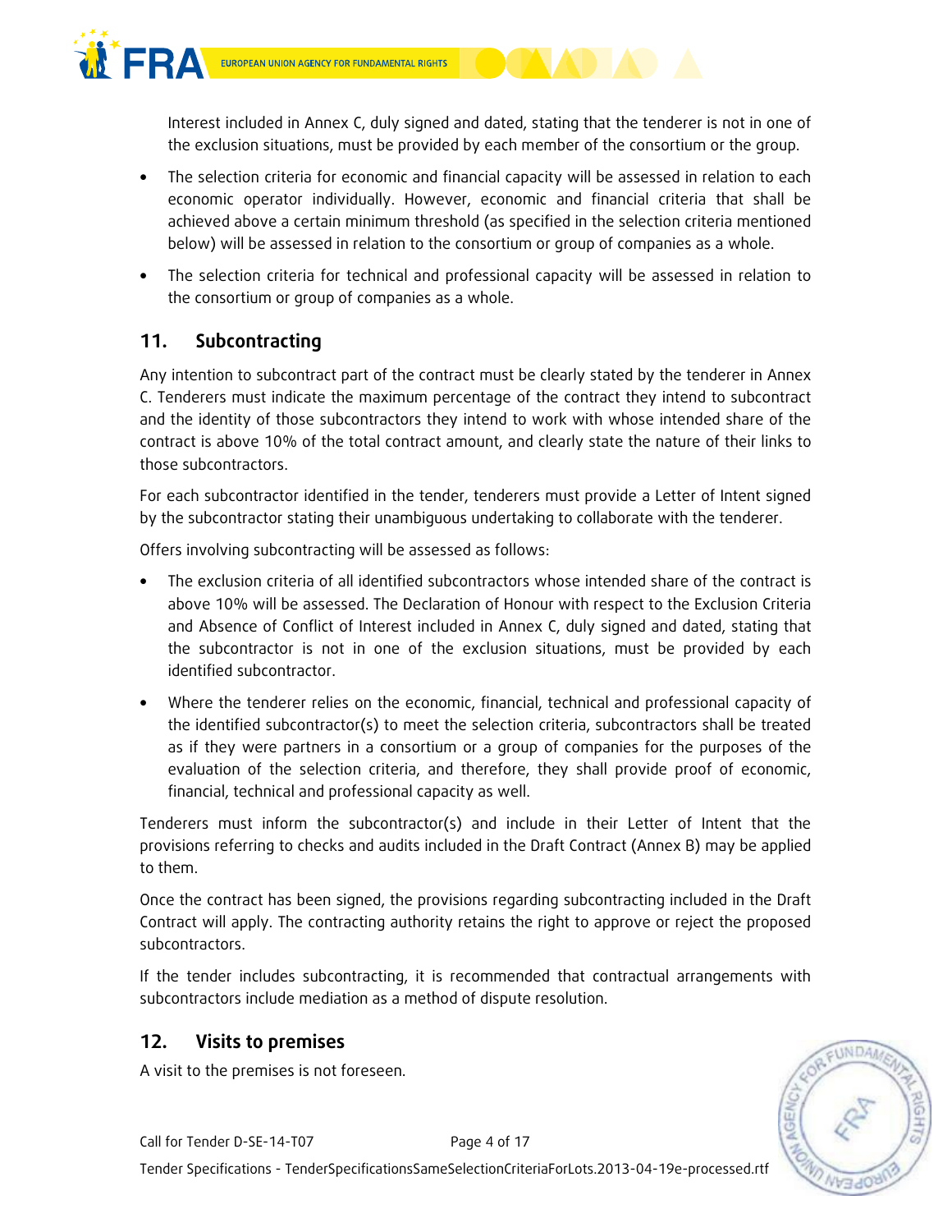Interest included in Annex C, duly signed and dated, stating that the tenderer is not in one of the exclusion situations, must be provided by each member of the consortium or the group.

- The selection criteria for economic and financial capacity will be assessed in relation to each economic operator individually. However, economic and financial criteria that shall be achieved above a certain minimum threshold (as specified in the selection criteria mentioned below) will be assessed in relation to the consortium or group of companies as a whole.
- The selection criteria for technical and professional capacity will be assessed in relation to the consortium or group of companies as a whole.

## 11. Subcontracting

Any intention to subcontract part of the contract must be clearly stated by the tenderer in Annex C. Tenderers must indicate the maximum percentage of the contract they intend to subcontract and the identity of those subcontractors they intend to work with whose intended share of the contract is above 10% of the total contract amount, and clearly state the nature of their links to those subcontractors.

For each subcontractor identified in the tender, tenderers must provide a Letter of Intent signed by the subcontractor stating their unambiguous undertaking to collaborate with the tenderer.

Offers involving subcontracting will be assessed as follows:

- The exclusion criteria of all identified subcontractors whose intended share of the contract is above 10% will be assessed. The Declaration of Honour with respect to the Exclusion Criteria and Absence of Conflict of Interest included in Annex C, duly signed and dated, stating that the subcontractor is not in one of the exclusion situations, must be provided by each identified subcontractor.
- Where the tenderer relies on the economic, financial, technical and professional capacity of the identified subcontractor(s) to meet the selection criteria, subcontractors shall be treated as if they were partners in a consortium or a group of companies for the purposes of the evaluation of the selection criteria, and therefore, they shall provide proof of economic, financial, technical and professional capacity as well.

Tenderers must inform the subcontractor(s) and include in their Letter of Intent that the provisions referring to checks and audits included in the Draft Contract (Annex B) may be applied to them.

Once the contract has been signed, the provisions regarding subcontracting included in the Draft Contract will apply. The contracting authority retains the right to approve or reject the proposed subcontractors.

If the tender includes subcontracting, it is recommended that contractual arrangements with subcontractors include mediation as a method of dispute resolution.

## 12. Visits to premises

A visit to the premises is not foreseen.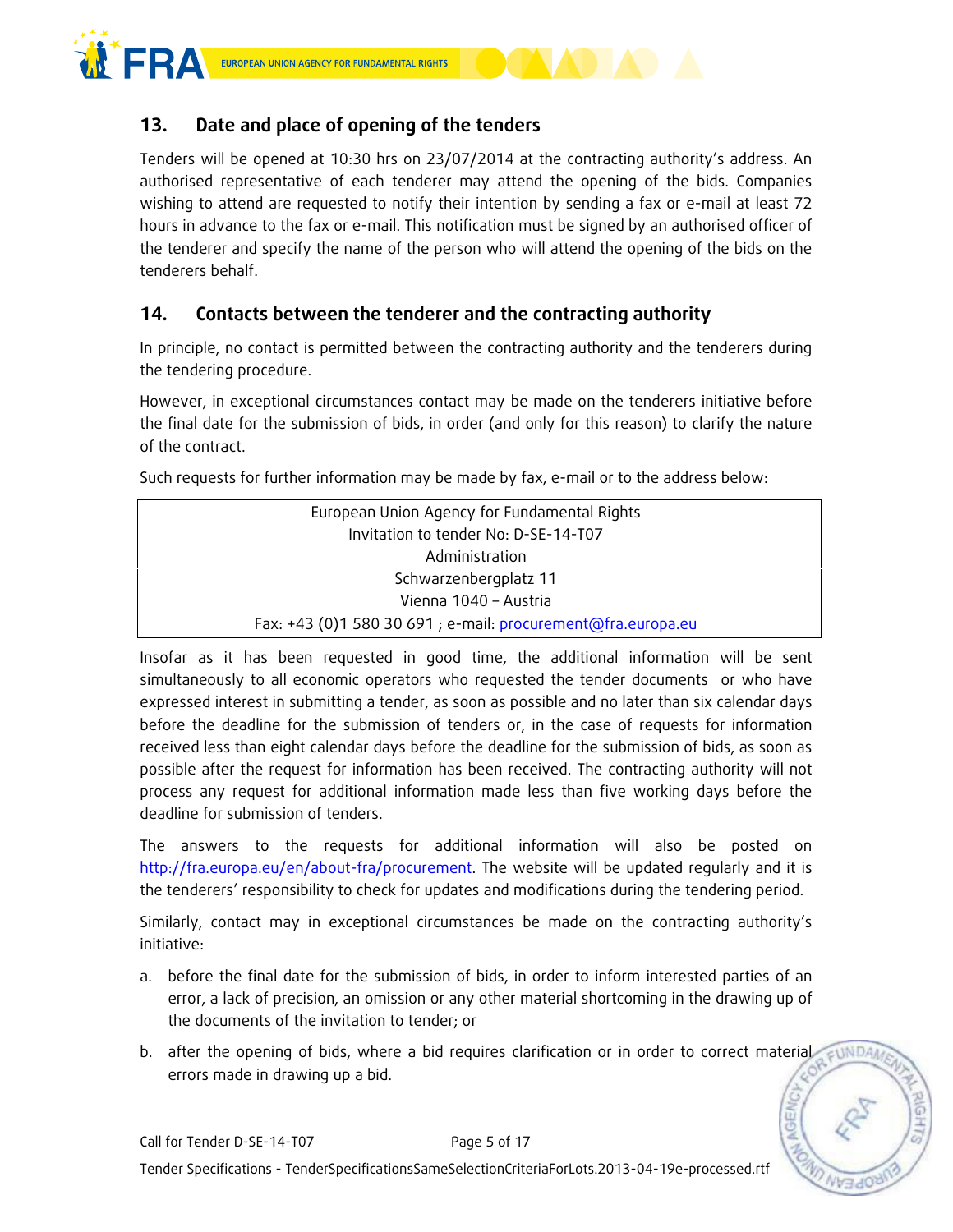## 13. Date and place of opening of the tenders

Tenders will be opened at 10:30 hrs on 23/07/2014 at the contracting authority's address. An authorised representative of each tenderer may attend the opening of the bids. Companies wishing to attend are requested to notify their intention by sending a fax or e-mail at least 72 hours in advance to the fax or e-mail. This notification must be signed by an authorised officer of the tenderer and specify the name of the person who will attend the opening of the bids on the tenderers behalf.

## 14. Contacts between the tenderer and the contracting authority

In principle, no contact is permitted between the contracting authority and the tenderers during the tendering procedure.

However, in exceptional circumstances contact may be made on the tenderers initiative before the final date for the submission of bids, in order (and only for this reason) to clarify the nature of the contract.

Such requests for further information may be made by fax, e-mail or to the address below:

| |
|---|
| European Union Agency for Fundamental Rights<br>Invitation to tender No: D-SE-14-T07<br>Administration<br>Schwarzenbergplatz 11<br>Vienna 1040 – Austria<br>Fax: +43 (0)1 580 30 691 ; e-mail: procurement@fra.europa.eu |

Insofar as it has been requested in good time, the additional information will be sent simultaneously to all economic operators who requested the tender documents or who have expressed interest in submitting a tender, as soon as possible and no later than six calendar days before the deadline for the submission of tenders or, in the case of requests for information received less than eight calendar days before the deadline for the submission of bids, as soon as possible after the request for information has been received. The contracting authority will not process any request for additional information made less than five working days before the deadline for submission of tenders.

The answers to the requests for additional information will also be posted on http://fra.europa.eu/en/about-fra/procurement. The website will be updated regularly and it is the tenderers' responsibility to check for updates and modifications during the tendering period.

Similarly, contact may in exceptional circumstances be made on the contracting authority's initiative:

a. before the final date for the submission of bids, in order to inform interested parties of an error, a lack of precision, an omission or any other material shortcoming in the drawing up of the documents of the invitation to tender; or

b. after the opening of bids, where a bid requires clarification or in order to correct material errors made in drawing up a bid.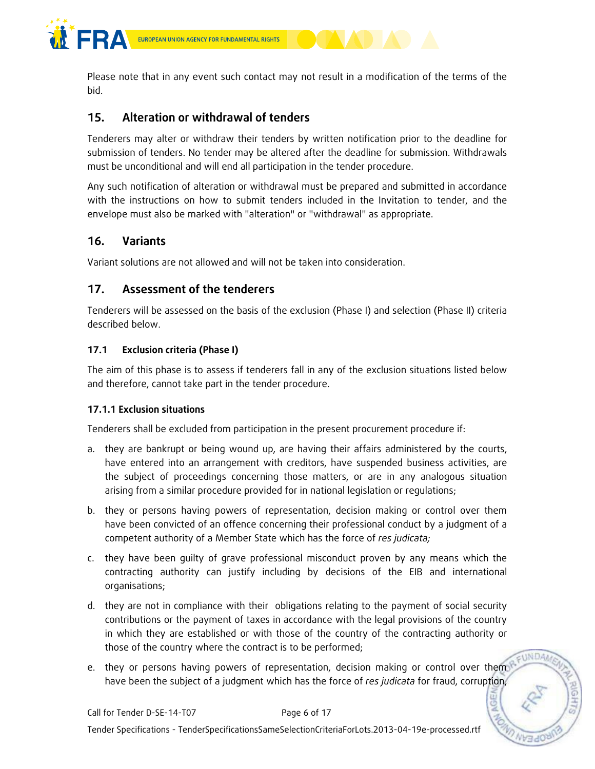Please note that in any event such contact may not result in a modification of the terms of the bid.

## 15. Alteration or withdrawal of tenders

Tenderers may alter or withdraw their tenders by written notification prior to the deadline for submission of tenders. No tender may be altered after the deadline for submission. Withdrawals must be unconditional and will end all participation in the tender procedure.

Any such notification of alteration or withdrawal must be prepared and submitted in accordance with the instructions on how to submit tenders included in the Invitation to tender, and the envelope must also be marked with "alteration" or "withdrawal" as appropriate.

## 16. Variants

Variant solutions are not allowed and will not be taken into consideration.

## 17. Assessment of the tenderers

Tenderers will be assessed on the basis of the exclusion (Phase I) and selection (Phase II) criteria described below.

### 17.1 Exclusion criteria (Phase I)

The aim of this phase is to assess if tenderers fall in any of the exclusion situations listed below and therefore, cannot take part in the tender procedure.

#### 17.1.1 Exclusion situations

Tenderers shall be excluded from participation in the present procurement procedure if:

a. they are bankrupt or being wound up, are having their affairs administered by the courts, have entered into an arrangement with creditors, have suspended business activities, are the subject of proceedings concerning those matters, or are in any analogous situation arising from a similar procedure provided for in national legislation or regulations;

b. they or persons having powers of representation, decision making or control over them have been convicted of an offence concerning their professional conduct by a judgment of a competent authority of a Member State which has the force of *res judicata;*

c. they have been guilty of grave professional misconduct proven by any means which the contracting authority can justify including by decisions of the EIB and international organisations;

d. they are not in compliance with their obligations relating to the payment of social security contributions or the payment of taxes in accordance with the legal provisions of the country in which they are established or with those of the country of the contracting authority or those of the country where the contract is to be performed;

e. they or persons having powers of representation, decision making or control over them have been the subject of a judgment which has the force of *res judicata* for fraud, corruption,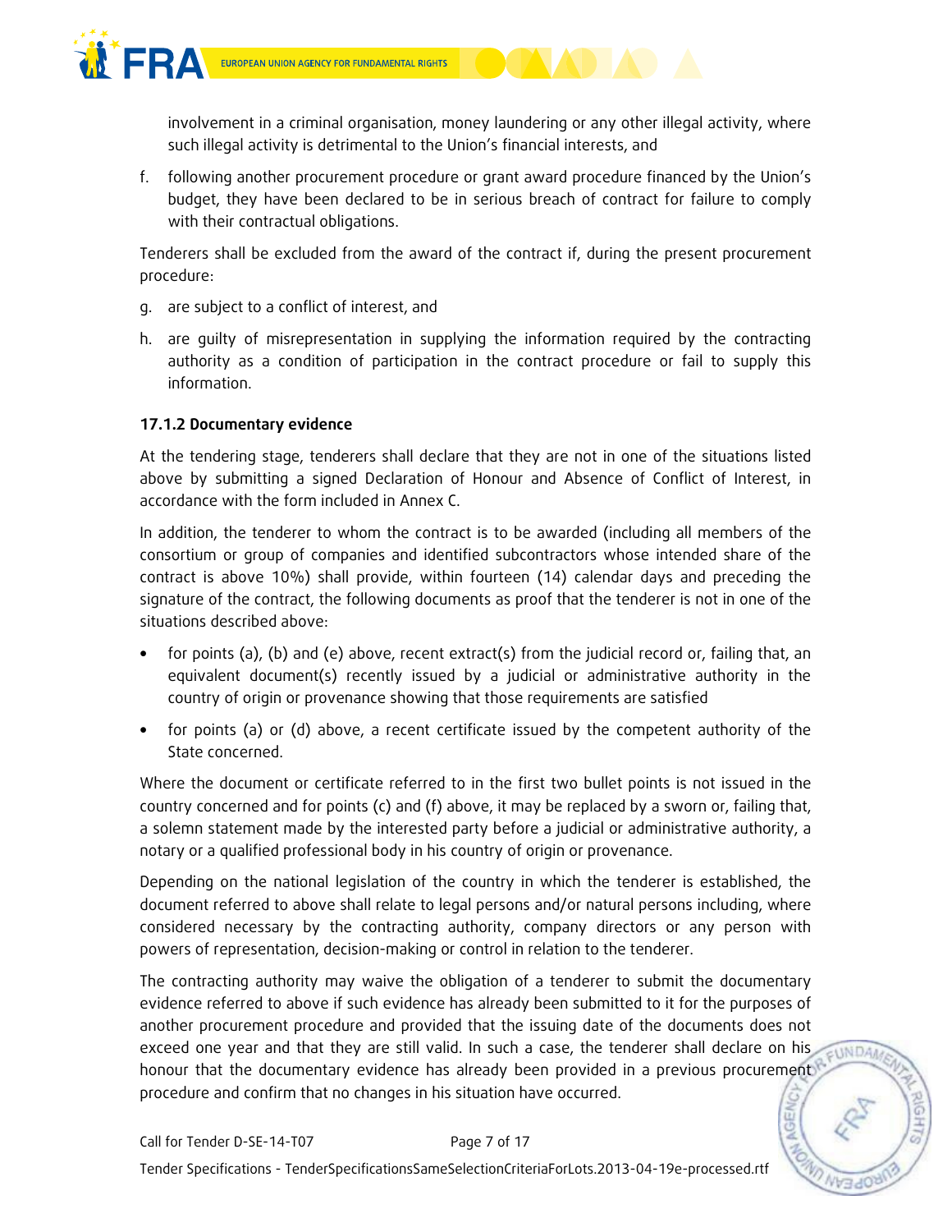involvement in a criminal organisation, money laundering or any other illegal activity, where such illegal activity is detrimental to the Union's financial interests, and

f. following another procurement procedure or grant award procedure financed by the Union's budget, they have been declared to be in serious breach of contract for failure to comply with their contractual obligations.

Tenderers shall be excluded from the award of the contract if, during the present procurement procedure:

g. are subject to a conflict of interest, and

h. are guilty of misrepresentation in supplying the information required by the contracting authority as a condition of participation in the contract procedure or fail to supply this information.

**17.1.2 Documentary evidence**

At the tendering stage, tenderers shall declare that they are not in one of the situations listed above by submitting a signed Declaration of Honour and Absence of Conflict of Interest, in accordance with the form included in Annex C.

In addition, the tenderer to whom the contract is to be awarded (including all members of the consortium or group of companies and identified subcontractors whose intended share of the contract is above 10%) shall provide, within fourteen (14) calendar days and preceding the signature of the contract, the following documents as proof that the tenderer is not in one of the situations described above:

- for points (a), (b) and (e) above, recent extract(s) from the judicial record or, failing that, an equivalent document(s) recently issued by a judicial or administrative authority in the country of origin or provenance showing that those requirements are satisfied
- for points (a) or (d) above, a recent certificate issued by the competent authority of the State concerned.

Where the document or certificate referred to in the first two bullet points is not issued in the country concerned and for points (c) and (f) above, it may be replaced by a sworn or, failing that, a solemn statement made by the interested party before a judicial or administrative authority, a notary or a qualified professional body in his country of origin or provenance.

Depending on the national legislation of the country in which the tenderer is established, the document referred to above shall relate to legal persons and/or natural persons including, where considered necessary by the contracting authority, company directors or any person with powers of representation, decision-making or control in relation to the tenderer.

The contracting authority may waive the obligation of a tenderer to submit the documentary evidence referred to above if such evidence has already been submitted to it for the purposes of another procurement procedure and provided that the issuing date of the documents does not exceed one year and that they are still valid. In such a case, the tenderer shall declare on his honour that the documentary evidence has already been provided in a previous procurement procedure and confirm that no changes in his situation have occurred.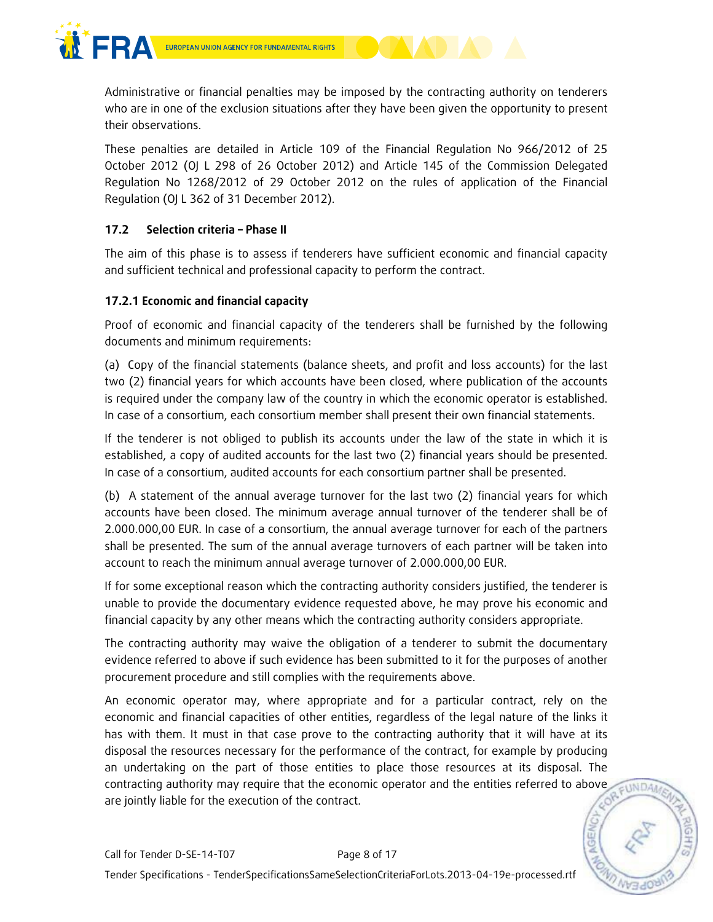Administrative or financial penalties may be imposed by the contracting authority on tenderers who are in one of the exclusion situations after they have been given the opportunity to present their observations.

These penalties are detailed in Article 109 of the Financial Regulation No 966/2012 of 25 October 2012 (OJ L 298 of 26 October 2012) and Article 145 of the Commission Delegated Regulation No 1268/2012 of 29 October 2012 on the rules of application of the Financial Regulation (OJ L 362 of 31 December 2012).

### 17.2 Selection criteria – Phase II

The aim of this phase is to assess if tenderers have sufficient economic and financial capacity and sufficient technical and professional capacity to perform the contract.

#### 17.2.1 Economic and financial capacity

Proof of economic and financial capacity of the tenderers shall be furnished by the following documents and minimum requirements:

(a) Copy of the financial statements (balance sheets, and profit and loss accounts) for the last two (2) financial years for which accounts have been closed, where publication of the accounts is required under the company law of the country in which the economic operator is established. In case of a consortium, each consortium member shall present their own financial statements.

If the tenderer is not obliged to publish its accounts under the law of the state in which it is established, a copy of audited accounts for the last two (2) financial years should be presented. In case of a consortium, audited accounts for each consortium partner shall be presented.

(b) A statement of the annual average turnover for the last two (2) financial years for which accounts have been closed. The minimum average annual turnover of the tenderer shall be of 2.000.000,00 EUR. In case of a consortium, the annual average turnover for each of the partners shall be presented. The sum of the annual average turnovers of each partner will be taken into account to reach the minimum annual average turnover of 2.000.000,00 EUR.

If for some exceptional reason which the contracting authority considers justified, the tenderer is unable to provide the documentary evidence requested above, he may prove his economic and financial capacity by any other means which the contracting authority considers appropriate.

The contracting authority may waive the obligation of a tenderer to submit the documentary evidence referred to above if such evidence has been submitted to it for the purposes of another procurement procedure and still complies with the requirements above.

An economic operator may, where appropriate and for a particular contract, rely on the economic and financial capacities of other entities, regardless of the legal nature of the links it has with them. It must in that case prove to the contracting authority that it will have at its disposal the resources necessary for the performance of the contract, for example by producing an undertaking on the part of those entities to place those resources at its disposal. The contracting authority may require that the economic operator and the entities referred to above are jointly liable for the execution of the contract.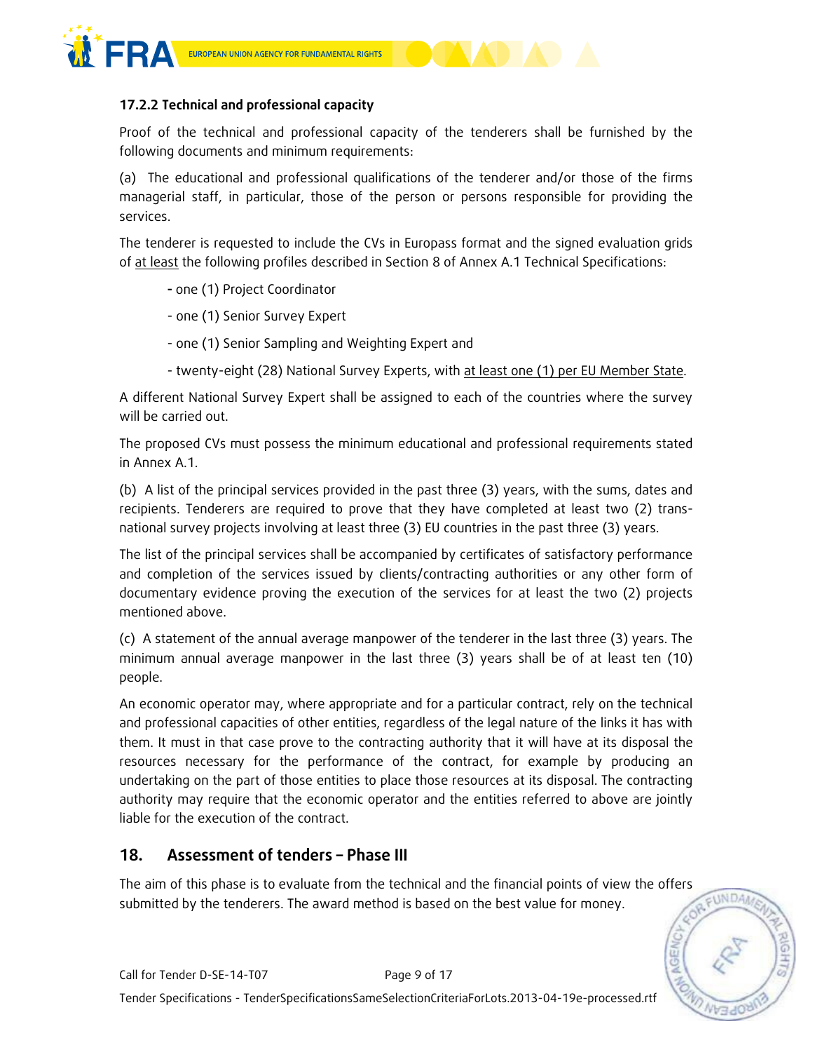#### 17.2.2 Technical and professional capacity

Proof of the technical and professional capacity of the tenderers shall be furnished by the following documents and minimum requirements:

(a) The educational and professional qualifications of the tenderer and/or those of the firms managerial staff, in particular, those of the person or persons responsible for providing the services.

The tenderer is requested to include the CVs in Europass format and the signed evaluation grids of at least the following profiles described in Section 8 of Annex A.1 Technical Specifications:

- one (1) Project Coordinator
- one (1) Senior Survey Expert
- one (1) Senior Sampling and Weighting Expert and
- twenty-eight (28) National Survey Experts, with at least one (1) per EU Member State.

A different National Survey Expert shall be assigned to each of the countries where the survey will be carried out.

The proposed CVs must possess the minimum educational and professional requirements stated in Annex A.1.

(b) A list of the principal services provided in the past three (3) years, with the sums, dates and recipients. Tenderers are required to prove that they have completed at least two (2) trans-national survey projects involving at least three (3) EU countries in the past three (3) years.

The list of the principal services shall be accompanied by certificates of satisfactory performance and completion of the services issued by clients/contracting authorities or any other form of documentary evidence proving the execution of the services for at least the two (2) projects mentioned above.

(c) A statement of the annual average manpower of the tenderer in the last three (3) years. The minimum annual average manpower in the last three (3) years shall be of at least ten (10) people.

An economic operator may, where appropriate and for a particular contract, rely on the technical and professional capacities of other entities, regardless of the legal nature of the links it has with them. It must in that case prove to the contracting authority that it will have at its disposal the resources necessary for the performance of the contract, for example by producing an undertaking on the part of those entities to place those resources at its disposal. The contracting authority may require that the economic operator and the entities referred to above are jointly liable for the execution of the contract.

## 18. Assessment of tenders – Phase III

The aim of this phase is to evaluate from the technical and the financial points of view the offers submitted by the tenderers. The award method is based on the best value for money.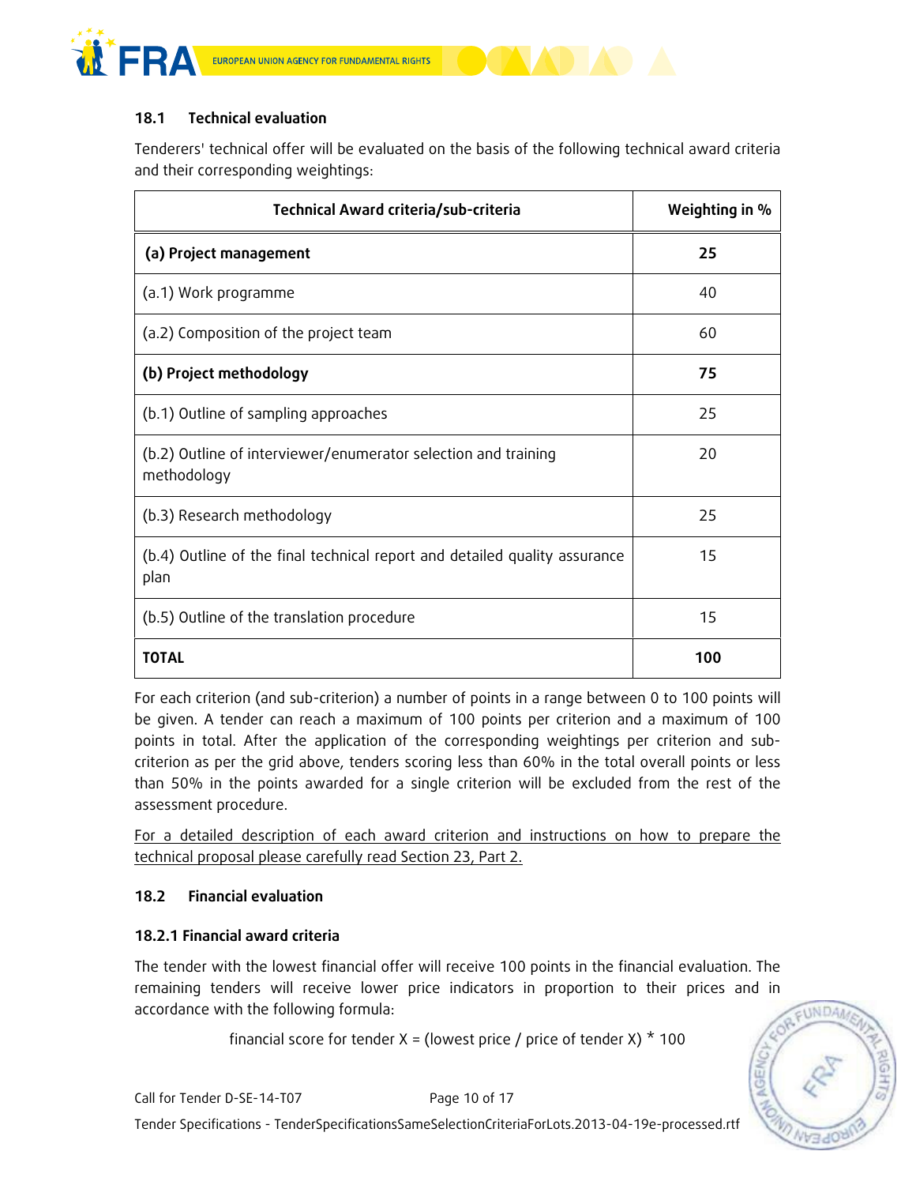### 18.1 Technical evaluation

Tenderers' technical offer will be evaluated on the basis of the following technical award criteria and their corresponding weightings:

| Technical Award criteria/sub-criteria | Weighting in % |
| --- | --- |
| **(a) Project management** | **25** |
| (a.1) Work programme | 40 |
| (a.2) Composition of the project team | 60 |
| **(b) Project methodology** | **75** |
| (b.1) Outline of sampling approaches | 25 |
| (b.2) Outline of interviewer/enumerator selection and training methodology | 20 |
| (b.3) Research methodology | 25 |
| (b.4) Outline of the final technical report and detailed quality assurance plan | 15 |
| (b.5) Outline of the translation procedure | 15 |
| **TOTAL** | **100** |

For each criterion (and sub-criterion) a number of points in a range between 0 to 100 points will be given. A tender can reach a maximum of 100 points per criterion and a maximum of 100 points in total. After the application of the corresponding weightings per criterion and sub-criterion as per the grid above, tenders scoring less than 60% in the total overall points or less than 50% in the points awarded for a single criterion will be excluded from the rest of the assessment procedure.

For a detailed description of each award criterion and instructions on how to prepare the technical proposal please carefully read Section 23, Part 2.

### 18.2 Financial evaluation

#### 18.2.1 Financial award criteria

The tender with the lowest financial offer will receive 100 points in the financial evaluation. The remaining tenders will receive lower price indicators in proportion to their prices and in accordance with the following formula:

financial score for tender X = (lowest price / price of tender X) * 100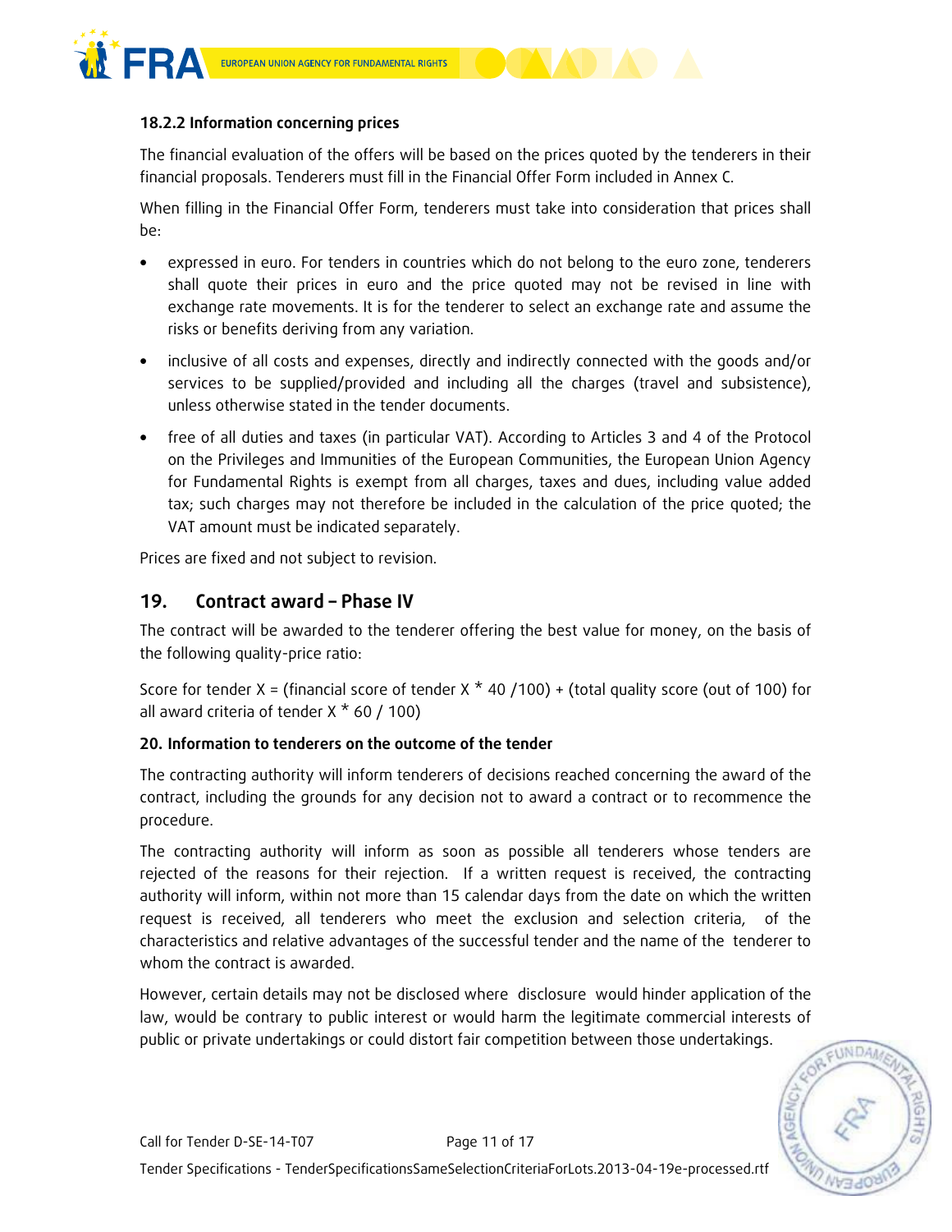### 18.2.2 Information concerning prices

The financial evaluation of the offers will be based on the prices quoted by the tenderers in their financial proposals. Tenderers must fill in the Financial Offer Form included in Annex C.

When filling in the Financial Offer Form, tenderers must take into consideration that prices shall be:

- expressed in euro. For tenders in countries which do not belong to the euro zone, tenderers shall quote their prices in euro and the price quoted may not be revised in line with exchange rate movements. It is for the tenderer to select an exchange rate and assume the risks or benefits deriving from any variation.
- inclusive of all costs and expenses, directly and indirectly connected with the goods and/or services to be supplied/provided and including all the charges (travel and subsistence), unless otherwise stated in the tender documents.
- free of all duties and taxes (in particular VAT). According to Articles 3 and 4 of the Protocol on the Privileges and Immunities of the European Communities, the European Union Agency for Fundamental Rights is exempt from all charges, taxes and dues, including value added tax; such charges may not therefore be included in the calculation of the price quoted; the VAT amount must be indicated separately.

Prices are fixed and not subject to revision.

## 19. Contract award – Phase IV

The contract will be awarded to the tenderer offering the best value for money, on the basis of the following quality-price ratio:

Score for tender X = (financial score of tender X * 40 /100) + (total quality score (out of 100) for all award criteria of tender X * 60 / 100)

### 20. Information to tenderers on the outcome of the tender

The contracting authority will inform tenderers of decisions reached concerning the award of the contract, including the grounds for any decision not to award a contract or to recommence the procedure.

The contracting authority will inform as soon as possible all tenderers whose tenders are rejected of the reasons for their rejection. If a written request is received, the contracting authority will inform, within not more than 15 calendar days from the date on which the written request is received, all tenderers who meet the exclusion and selection criteria, of the characteristics and relative advantages of the successful tender and the name of the tenderer to whom the contract is awarded.

However, certain details may not be disclosed where disclosure would hinder application of the law, would be contrary to public interest or would harm the legitimate commercial interests of public or private undertakings or could distort fair competition between those undertakings.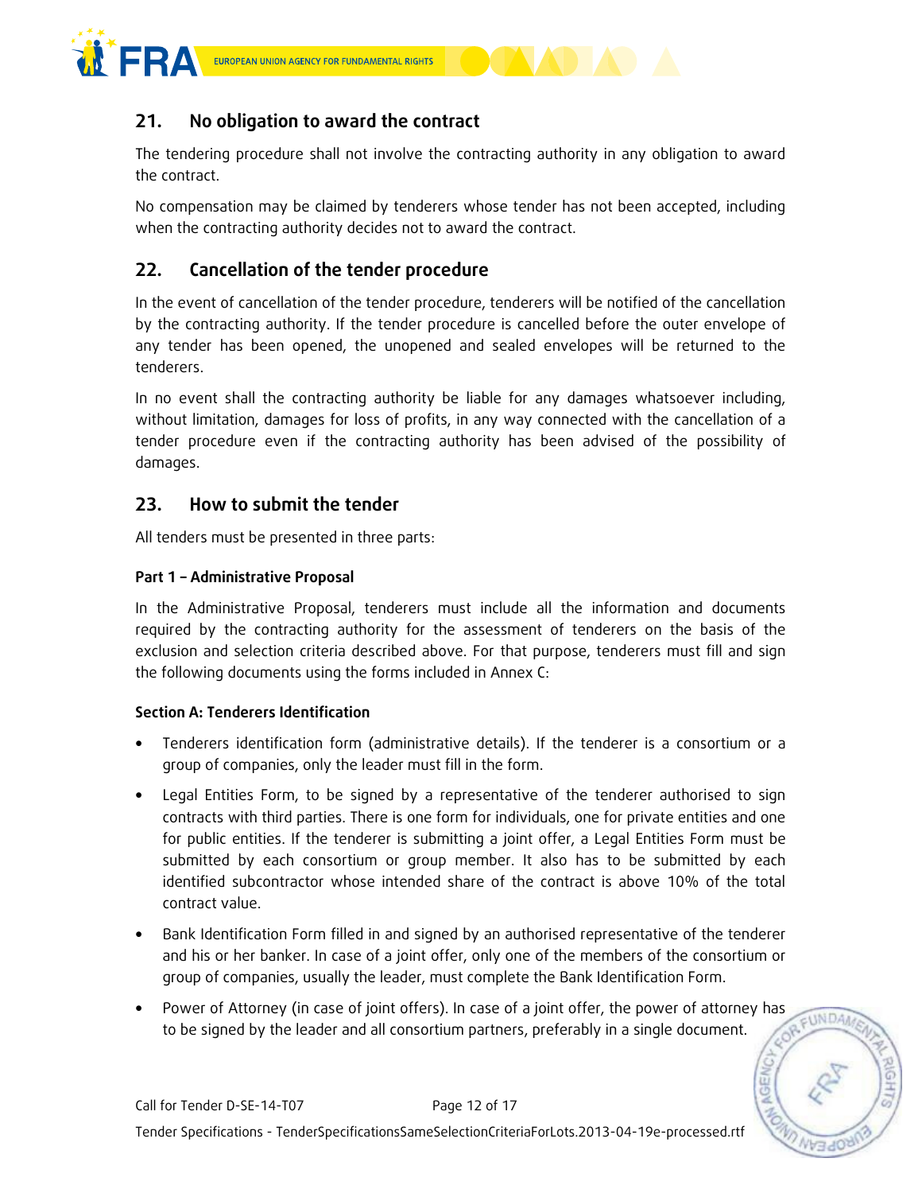## 21. No obligation to award the contract

The tendering procedure shall not involve the contracting authority in any obligation to award the contract.

No compensation may be claimed by tenderers whose tender has not been accepted, including when the contracting authority decides not to award the contract.

## 22. Cancellation of the tender procedure

In the event of cancellation of the tender procedure, tenderers will be notified of the cancellation by the contracting authority. If the tender procedure is cancelled before the outer envelope of any tender has been opened, the unopened and sealed envelopes will be returned to the tenderers.

In no event shall the contracting authority be liable for any damages whatsoever including, without limitation, damages for loss of profits, in any way connected with the cancellation of a tender procedure even if the contracting authority has been advised of the possibility of damages.

## 23. How to submit the tender

All tenders must be presented in three parts:

**Part 1 – Administrative Proposal**

In the Administrative Proposal, tenderers must include all the information and documents required by the contracting authority for the assessment of tenderers on the basis of the exclusion and selection criteria described above. For that purpose, tenderers must fill and sign the following documents using the forms included in Annex C:

**Section A: Tenderers Identification**

- Tenderers identification form (administrative details). If the tenderer is a consortium or a group of companies, only the leader must fill in the form.
- Legal Entities Form, to be signed by a representative of the tenderer authorised to sign contracts with third parties. There is one form for individuals, one for private entities and one for public entities. If the tenderer is submitting a joint offer, a Legal Entities Form must be submitted by each consortium or group member. It also has to be submitted by each identified subcontractor whose intended share of the contract is above 10% of the total contract value.
- Bank Identification Form filled in and signed by an authorised representative of the tenderer and his or her banker. In case of a joint offer, only one of the members of the consortium or group of companies, usually the leader, must complete the Bank Identification Form.
- Power of Attorney (in case of joint offers). In case of a joint offer, the power of attorney has to be signed by the leader and all consortium partners, preferably in a single document.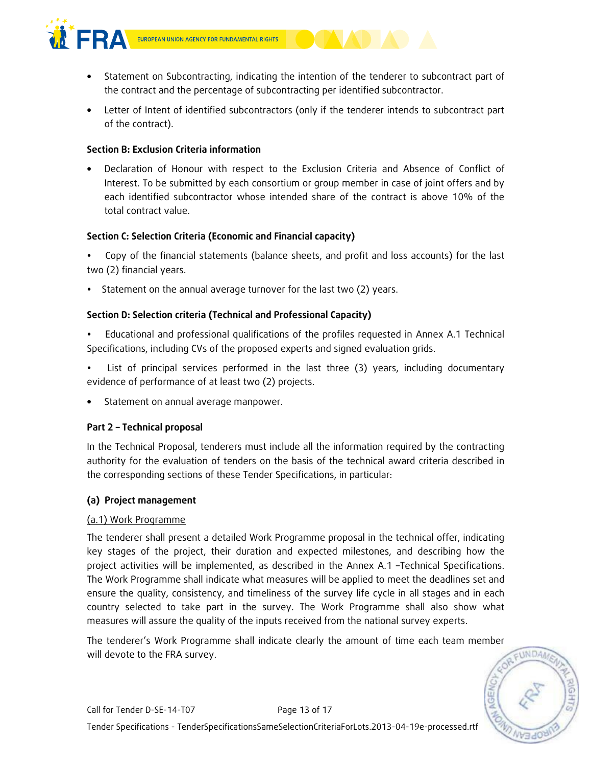- Statement on Subcontracting, indicating the intention of the tenderer to subcontract part of the contract and the percentage of subcontracting per identified subcontractor.
- Letter of Intent of identified subcontractors (only if the tenderer intends to subcontract part of the contract).

**Section B: Exclusion Criteria information**

- Declaration of Honour with respect to the Exclusion Criteria and Absence of Conflict of Interest. To be submitted by each consortium or group member in case of joint offers and by each identified subcontractor whose intended share of the contract is above 10% of the total contract value.

**Section C: Selection Criteria (Economic and Financial capacity)**

- Copy of the financial statements (balance sheets, and profit and loss accounts) for the last two (2) financial years.
- Statement on the annual average turnover for the last two (2) years.

**Section D: Selection criteria (Technical and Professional Capacity)**

- Educational and professional qualifications of the profiles requested in Annex A.1 Technical Specifications, including CVs of the proposed experts and signed evaluation grids.
- List of principal services performed in the last three (3) years, including documentary evidence of performance of at least two (2) projects.
- Statement on annual average manpower.

**Part 2 – Technical proposal**

In the Technical Proposal, tenderers must include all the information required by the contracting authority for the evaluation of tenders on the basis of the technical award criteria described in the corresponding sections of these Tender Specifications, in particular:

**(a) Project management**

(a.1) Work Programme

The tenderer shall present a detailed Work Programme proposal in the technical offer, indicating key stages of the project, their duration and expected milestones, and describing how the project activities will be implemented, as described in the Annex A.1 –Technical Specifications. The Work Programme shall indicate what measures will be applied to meet the deadlines set and ensure the quality, consistency, and timeliness of the survey life cycle in all stages and in each country selected to take part in the survey. The Work Programme shall also show what measures will assure the quality of the inputs received from the national survey experts.

The tenderer's Work Programme shall indicate clearly the amount of time each team member will devote to the FRA survey.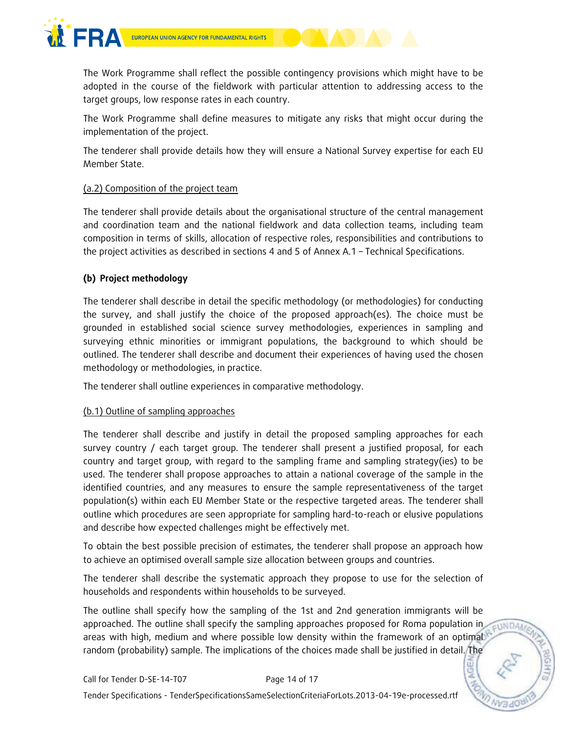The Work Programme shall reflect the possible contingency provisions which might have to be adopted in the course of the fieldwork with particular attention to addressing access to the target groups, low response rates in each country.

The Work Programme shall define measures to mitigate any risks that might occur during the implementation of the project.

The tenderer shall provide details how they will ensure a National Survey expertise for each EU Member State.

(a.2) Composition of the project team

The tenderer shall provide details about the organisational structure of the central management and coordination team and the national fieldwork and data collection teams, including team composition in terms of skills, allocation of respective roles, responsibilities and contributions to the project activities as described in sections 4 and 5 of Annex A.1 – Technical Specifications.

**(b) Project methodology**

The tenderer shall describe in detail the specific methodology (or methodologies) for conducting the survey, and shall justify the choice of the proposed approach(es). The choice must be grounded in established social science survey methodologies, experiences in sampling and surveying ethnic minorities or immigrant populations, the background to which should be outlined. The tenderer shall describe and document their experiences of having used the chosen methodology or methodologies, in practice.

The tenderer shall outline experiences in comparative methodology.

(b.1) Outline of sampling approaches

The tenderer shall describe and justify in detail the proposed sampling approaches for each survey country / each target group. The tenderer shall present a justified proposal, for each country and target group, with regard to the sampling frame and sampling strategy(ies) to be used. The tenderer shall propose approaches to attain a national coverage of the sample in the identified countries, and any measures to ensure the sample representativeness of the target population(s) within each EU Member State or the respective targeted areas. The tenderer shall outline which procedures are seen appropriate for sampling hard-to-reach or elusive populations and describe how expected challenges might be effectively met.

To obtain the best possible precision of estimates, the tenderer shall propose an approach how to achieve an optimised overall sample size allocation between groups and countries.

The tenderer shall describe the systematic approach they propose to use for the selection of households and respondents within households to be surveyed.

The outline shall specify how the sampling of the 1st and 2nd generation immigrants will be approached. The outline shall specify the sampling approaches proposed for Roma population in areas with high, medium and where possible low density within the framework of an optimal random (probability) sample. The implications of the choices made shall be justified in detail. The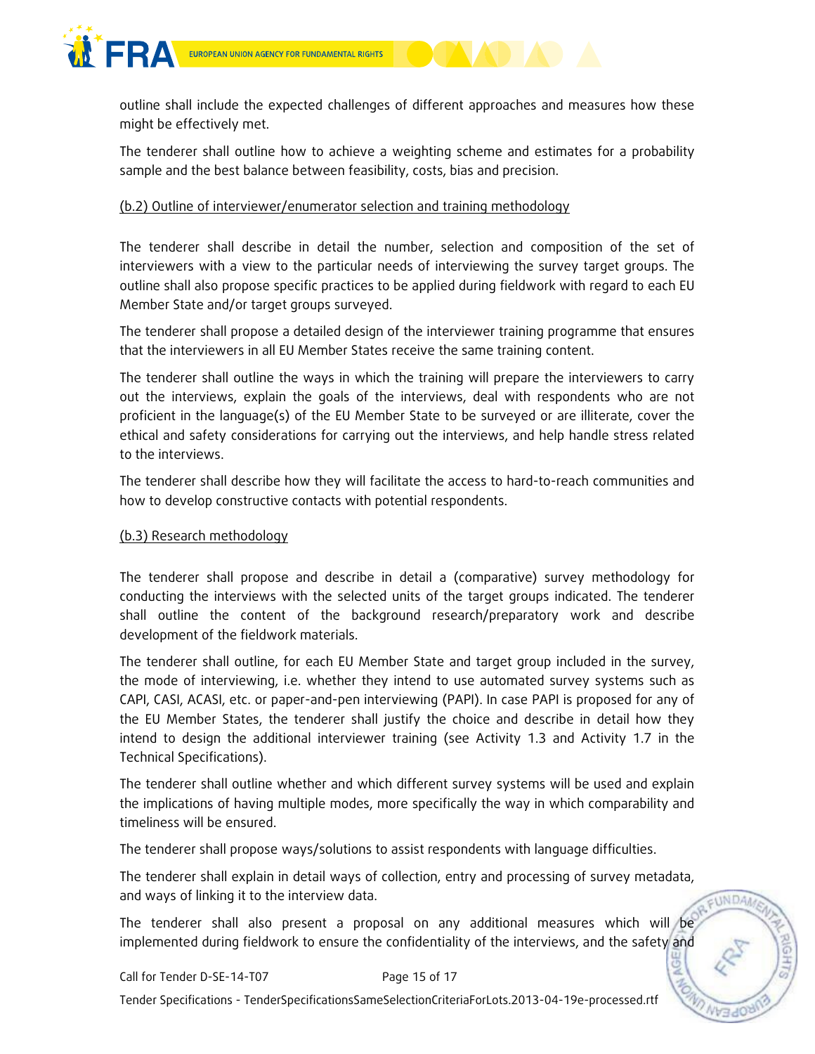outline shall include the expected challenges of different approaches and measures how these might be effectively met.

The tenderer shall outline how to achieve a weighting scheme and estimates for a probability sample and the best balance between feasibility, costs, bias and precision.

<u>(b.2) Outline of interviewer/enumerator selection and training methodology</u>

The tenderer shall describe in detail the number, selection and composition of the set of interviewers with a view to the particular needs of interviewing the survey target groups. The outline shall also propose specific practices to be applied during fieldwork with regard to each EU Member State and/or target groups surveyed.

The tenderer shall propose a detailed design of the interviewer training programme that ensures that the interviewers in all EU Member States receive the same training content.

The tenderer shall outline the ways in which the training will prepare the interviewers to carry out the interviews, explain the goals of the interviews, deal with respondents who are not proficient in the language(s) of the EU Member State to be surveyed or are illiterate, cover the ethical and safety considerations for carrying out the interviews, and help handle stress related to the interviews.

The tenderer shall describe how they will facilitate the access to hard-to-reach communities and how to develop constructive contacts with potential respondents.

<u>(b.3) Research methodology</u>

The tenderer shall propose and describe in detail a (comparative) survey methodology for conducting the interviews with the selected units of the target groups indicated. The tenderer shall outline the content of the background research/preparatory work and describe development of the fieldwork materials.

The tenderer shall outline, for each EU Member State and target group included in the survey, the mode of interviewing, i.e. whether they intend to use automated survey systems such as CAPI, CASI, ACASI, etc. or paper-and-pen interviewing (PAPI). In case PAPI is proposed for any of the EU Member States, the tenderer shall justify the choice and describe in detail how they intend to design the additional interviewer training (see Activity 1.3 and Activity 1.7 in the Technical Specifications).

The tenderer shall outline whether and which different survey systems will be used and explain the implications of having multiple modes, more specifically the way in which comparability and timeliness will be ensured.

The tenderer shall propose ways/solutions to assist respondents with language difficulties.

The tenderer shall explain in detail ways of collection, entry and processing of survey metadata, and ways of linking it to the interview data.

The tenderer shall also present a proposal on any additional measures which will be implemented during fieldwork to ensure the confidentiality of the interviews, and the safety and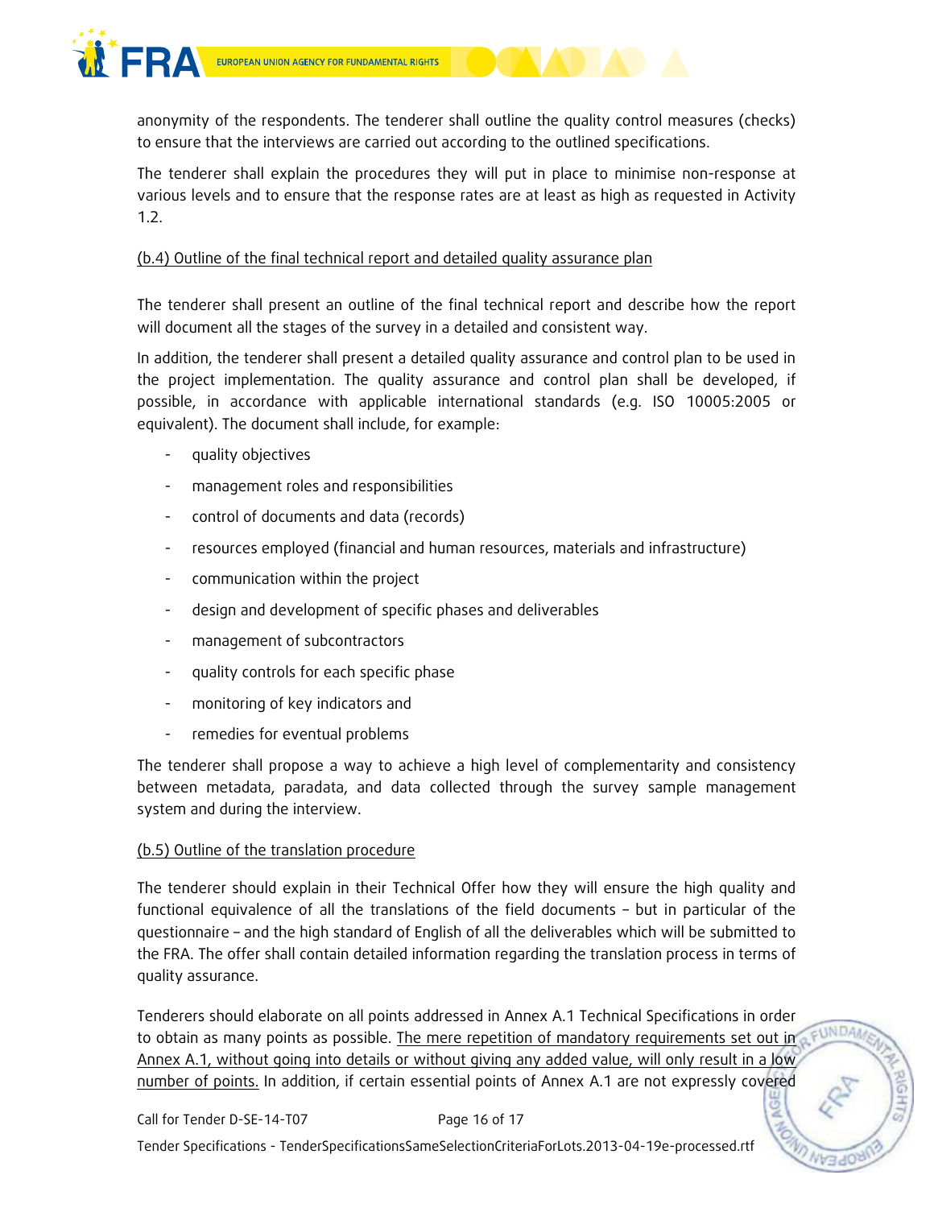anonymity of the respondents. The tenderer shall outline the quality control measures (checks) to ensure that the interviews are carried out according to the outlined specifications.

The tenderer shall explain the procedures they will put in place to minimise non-response at various levels and to ensure that the response rates are at least as high as requested in Activity 1.2.

<u>(b.4) Outline of the final technical report and detailed quality assurance plan</u>

The tenderer shall present an outline of the final technical report and describe how the report will document all the stages of the survey in a detailed and consistent way.

In addition, the tenderer shall present a detailed quality assurance and control plan to be used in the project implementation. The quality assurance and control plan shall be developed, if possible, in accordance with applicable international standards (e.g. ISO 10005:2005 or equivalent). The document shall include, for example:

- quality objectives
- management roles and responsibilities
- control of documents and data (records)
- resources employed (financial and human resources, materials and infrastructure)
- communication within the project
- design and development of specific phases and deliverables
- management of subcontractors
- quality controls for each specific phase
- monitoring of key indicators and
- remedies for eventual problems

The tenderer shall propose a way to achieve a high level of complementarity and consistency between metadata, paradata, and data collected through the survey sample management system and during the interview.

<u>(b.5) Outline of the translation procedure</u>

The tenderer should explain in their Technical Offer how they will ensure the high quality and functional equivalence of all the translations of the field documents – but in particular of the questionnaire – and the high standard of English of all the deliverables which will be submitted to the FRA. The offer shall contain detailed information regarding the translation process in terms of quality assurance.

Tenderers should elaborate on all points addressed in Annex A.1 Technical Specifications in order to obtain as many points as possible. <u>The mere repetition of mandatory requirements set out in Annex A.1, without going into details or without giving any added value, will only result in a low number of points.</u> In addition, if certain essential points of Annex A.1 are not expressly covered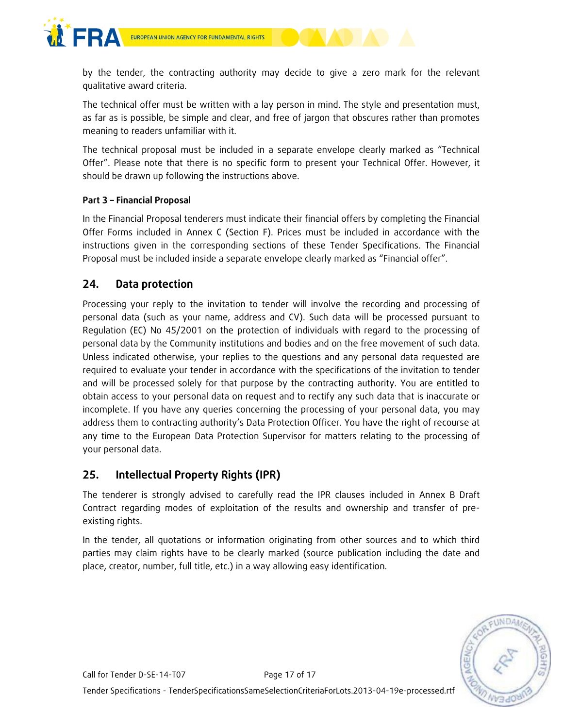by the tender, the contracting authority may decide to give a zero mark for the relevant qualitative award criteria.

The technical offer must be written with a lay person in mind. The style and presentation must, as far as is possible, be simple and clear, and free of jargon that obscures rather than promotes meaning to readers unfamiliar with it.

The technical proposal must be included in a separate envelope clearly marked as "Technical Offer". Please note that there is no specific form to present your Technical Offer. However, it should be drawn up following the instructions above.

**Part 3 – Financial Proposal**

In the Financial Proposal tenderers must indicate their financial offers by completing the Financial Offer Forms included in Annex C (Section F). Prices must be included in accordance with the instructions given in the corresponding sections of these Tender Specifications. The Financial Proposal must be included inside a separate envelope clearly marked as "Financial offer".

## 24. Data protection

Processing your reply to the invitation to tender will involve the recording and processing of personal data (such as your name, address and CV). Such data will be processed pursuant to Regulation (EC) No 45/2001 on the protection of individuals with regard to the processing of personal data by the Community institutions and bodies and on the free movement of such data. Unless indicated otherwise, your replies to the questions and any personal data requested are required to evaluate your tender in accordance with the specifications of the invitation to tender and will be processed solely for that purpose by the contracting authority. You are entitled to obtain access to your personal data on request and to rectify any such data that is inaccurate or incomplete. If you have any queries concerning the processing of your personal data, you may address them to contracting authority's Data Protection Officer. You have the right of recourse at any time to the European Data Protection Supervisor for matters relating to the processing of your personal data.

## 25. Intellectual Property Rights (IPR)

The tenderer is strongly advised to carefully read the IPR clauses included in Annex B Draft Contract regarding modes of exploitation of the results and ownership and transfer of pre-existing rights.

In the tender, all quotations or information originating from other sources and to which third parties may claim rights have to be clearly marked (source publication including the date and place, creator, number, full title, etc.) in a way allowing easy identification.